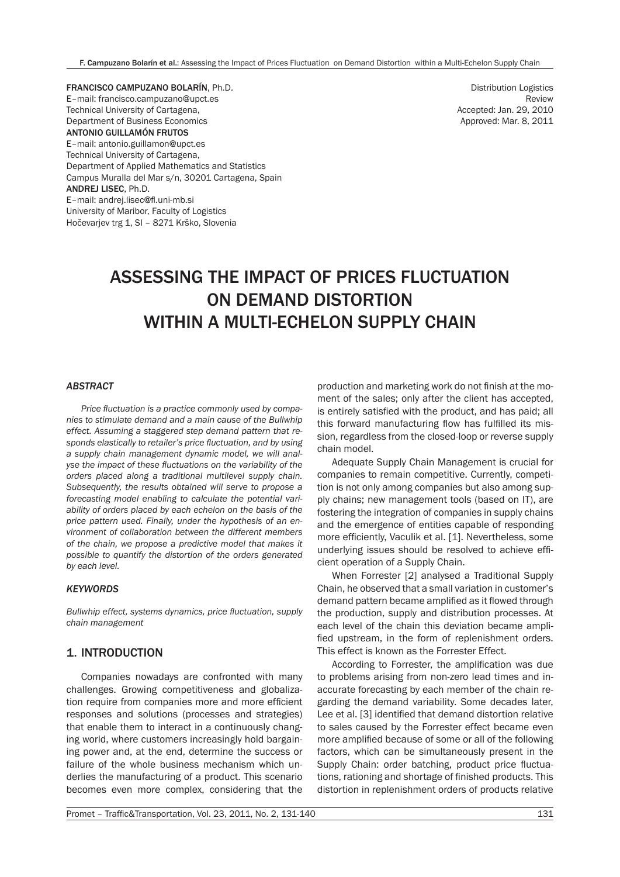FRANCISCO CAMPUZANO BOLARÍN, Ph.D.
E–mail: francisco.campuzano@upct.es
Technical University of Cartagena,
Department of Business Economics
ANTONIO GUILLAMÓN FRUTOS
E–mail: antonio.guillamon@upct.es
Technical University of Cartagena,
Department of Applied Mathematics and Statistics
Campus Muralla del Mar s/n, 30201 Cartagena, Spain
ANDREJ LISEC, Ph.D.
E–mail: andrej.lisec@fl.uni-mb.si
University of Maribor, Faculty of Logistics
Hočevarjev trg 1, SI – 8271 Krško, Slovenia

Distribution Logistics
Review
Accepted: Jan. 29, 2010
Approved: Mar. 8, 2011

# ASSESSING THE IMPACT OF PRICES FLUCTUATION ON DEMAND DISTORTION WITHIN A MULTI-ECHELON SUPPLY CHAIN

### ABSTRACT

*Price fluctuation is a practice commonly used by companies to stimulate demand and a main cause of the Bullwhip effect. Assuming a staggered step demand pattern that responds elastically to retailer's price fluctuation, and by using a supply chain management dynamic model, we will analyse the impact of these fluctuations on the variability of the orders placed along a traditional multilevel supply chain. Subsequently, the results obtained will serve to propose a forecasting model enabling to calculate the potential variability of orders placed by each echelon on the basis of the price pattern used. Finally, under the hypothesis of an environment of collaboration between the different members of the chain, we propose a predictive model that makes it possible to quantify the distortion of the orders generated by each level.*

### KEYWORDS

*Bullwhip effect, systems dynamics, price fluctuation, supply chain management*

## 1. INTRODUCTION

Companies nowadays are confronted with many challenges. Growing competitiveness and globalization require from companies more and more efficient responses and solutions (processes and strategies) that enable them to interact in a continuously changing world, where customers increasingly hold bargaining power and, at the end, determine the success or failure of the whole business mechanism which underlies the manufacturing of a product. This scenario becomes even more complex, considering that the production and marketing work do not finish at the moment of the sales; only after the client has accepted, is entirely satisfied with the product, and has paid; all this forward manufacturing flow has fulfilled its mission, regardless from the closed-loop or reverse supply chain model.

Adequate Supply Chain Management is crucial for companies to remain competitive. Currently, competition is not only among companies but also among supply chains; new management tools (based on IT), are fostering the integration of companies in supply chains and the emergence of entities capable of responding more efficiently, Vaculik et al. [1]. Nevertheless, some underlying issues should be resolved to achieve efficient operation of a Supply Chain.

When Forrester [2] analysed a Traditional Supply Chain, he observed that a small variation in customer's demand pattern became amplified as it flowed through the production, supply and distribution processes. At each level of the chain this deviation became amplified upstream, in the form of replenishment orders. This effect is known as the Forrester Effect.

According to Forrester, the amplification was due to problems arising from non-zero lead times and inaccurate forecasting by each member of the chain regarding the demand variability. Some decades later, Lee et al. [3] identified that demand distortion relative to sales caused by the Forrester effect became even more amplified because of some or all of the following factors, which can be simultaneously present in the Supply Chain: order batching, product price fluctuations, rationing and shortage of finished products. This distortion in replenishment orders of products relative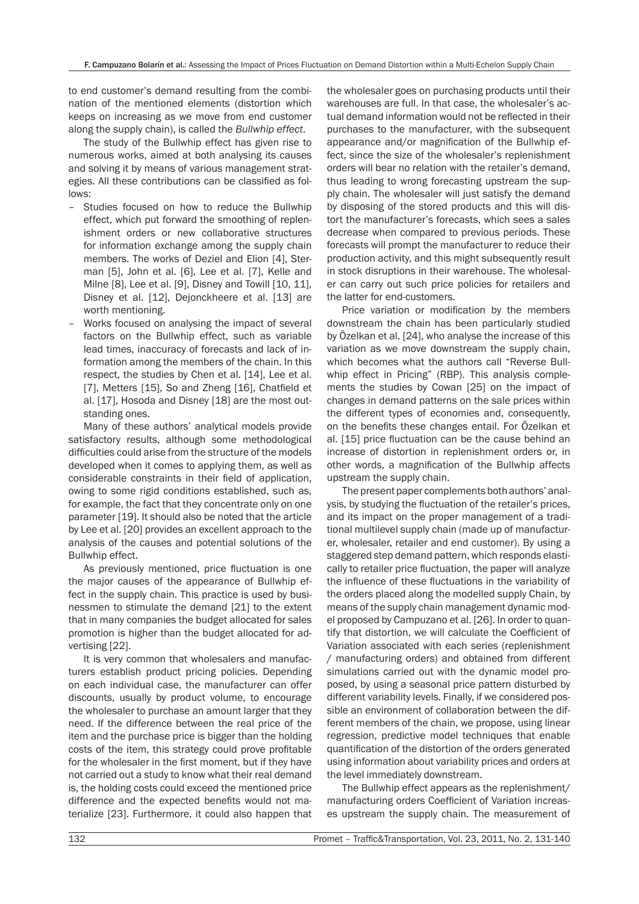to end customer's demand resulting from the combination of the mentioned elements (distortion which keeps on increasing as we move from end customer along the supply chain), is called the *Bullwhip effect*.

The study of the Bullwhip effect has given rise to numerous works, aimed at both analysing its causes and solving it by means of various management strategies. All these contributions can be classified as follows:

- Studies focused on how to reduce the Bullwhip effect, which put forward the smoothing of replenishment orders or new collaborative structures for information exchange among the supply chain members. The works of Deziel and Elion [4], Sterman [5], John et al. [6], Lee et al. [7], Kelle and Milne [8], Lee et al. [9], Disney and Towill [10, 11], Disney et al. [12], Dejonckheere et al. [13] are worth mentioning.
- Works focused on analysing the impact of several factors on the Bullwhip effect, such as variable lead times, inaccuracy of forecasts and lack of information among the members of the chain. In this respect, the studies by Chen et al. [14], Lee et al. [7], Metters [15], So and Zheng [16], Chatfield et al. [17], Hosoda and Disney [18] are the most outstanding ones.

Many of these authors' analytical models provide satisfactory results, although some methodological difficulties could arise from the structure of the models developed when it comes to applying them, as well as considerable constraints in their field of application, owing to some rigid conditions established, such as, for example, the fact that they concentrate only on one parameter [19]. It should also be noted that the article by Lee et al. [20] provides an excellent approach to the analysis of the causes and potential solutions of the Bullwhip effect.

As previously mentioned, price fluctuation is one the major causes of the appearance of Bullwhip effect in the supply chain. This practice is used by businessmen to stimulate the demand [21] to the extent that in many companies the budget allocated for sales promotion is higher than the budget allocated for advertising [22].

It is very common that wholesalers and manufacturers establish product pricing policies. Depending on each individual case, the manufacturer can offer discounts, usually by product volume, to encourage the wholesaler to purchase an amount larger that they need. If the difference between the real price of the item and the purchase price is bigger than the holding costs of the item, this strategy could prove profitable for the wholesaler in the first moment, but if they have not carried out a study to know what their real demand is, the holding costs could exceed the mentioned price difference and the expected benefits would not materialize [23]. Furthermore, it could also happen that the wholesaler goes on purchasing products until their warehouses are full. In that case, the wholesaler's actual demand information would not be reflected in their purchases to the manufacturer, with the subsequent appearance and/or magnification of the Bullwhip effect, since the size of the wholesaler's replenishment orders will bear no relation with the retailer's demand, thus leading to wrong forecasting upstream the supply chain. The wholesaler will just satisfy the demand by disposing of the stored products and this will distort the manufacturer's forecasts, which sees a sales decrease when compared to previous periods. These forecasts will prompt the manufacturer to reduce their production activity, and this might subsequently result in stock disruptions in their warehouse. The wholesaler can carry out such price policies for retailers and the latter for end-customers.

Price variation or modification by the members downstream the chain has been particularly studied by Özelkan et al. [24], who analyse the increase of this variation as we move downstream the supply chain, which becomes what the authors call "Reverse Bullwhip effect in Pricing" (RBP). This analysis complements the studies by Cowan [25] on the impact of changes in demand patterns on the sale prices within the different types of economies and, consequently, on the benefits these changes entail. For Özelkan et al. [15] price fluctuation can be the cause behind an increase of distortion in replenishment orders or, in other words, a magnification of the Bullwhip affects upstream the supply chain.

The present paper complements both authors' analysis, by studying the fluctuation of the retailer's prices, and its impact on the proper management of a traditional multilevel supply chain (made up of manufacturer, wholesaler, retailer and end customer). By using a staggered step demand pattern, which responds elastically to retailer price fluctuation, the paper will analyze the influence of these fluctuations in the variability of the orders placed along the modelled supply Chain, by means of the supply chain management dynamic model proposed by Campuzano et al. [26]. In order to quantify that distortion, we will calculate the Coefficient of Variation associated with each series (replenishment / manufacturing orders) and obtained from different simulations carried out with the dynamic model proposed, by using a seasonal price pattern disturbed by different variability levels. Finally, if we considered possible an environment of collaboration between the different members of the chain, we propose, using linear regression, predictive model techniques that enable quantification of the distortion of the orders generated using information about variability prices and orders at the level immediately downstream.

The Bullwhip effect appears as the replenishment/ manufacturing orders Coefficient of Variation increases upstream the supply chain. The measurement of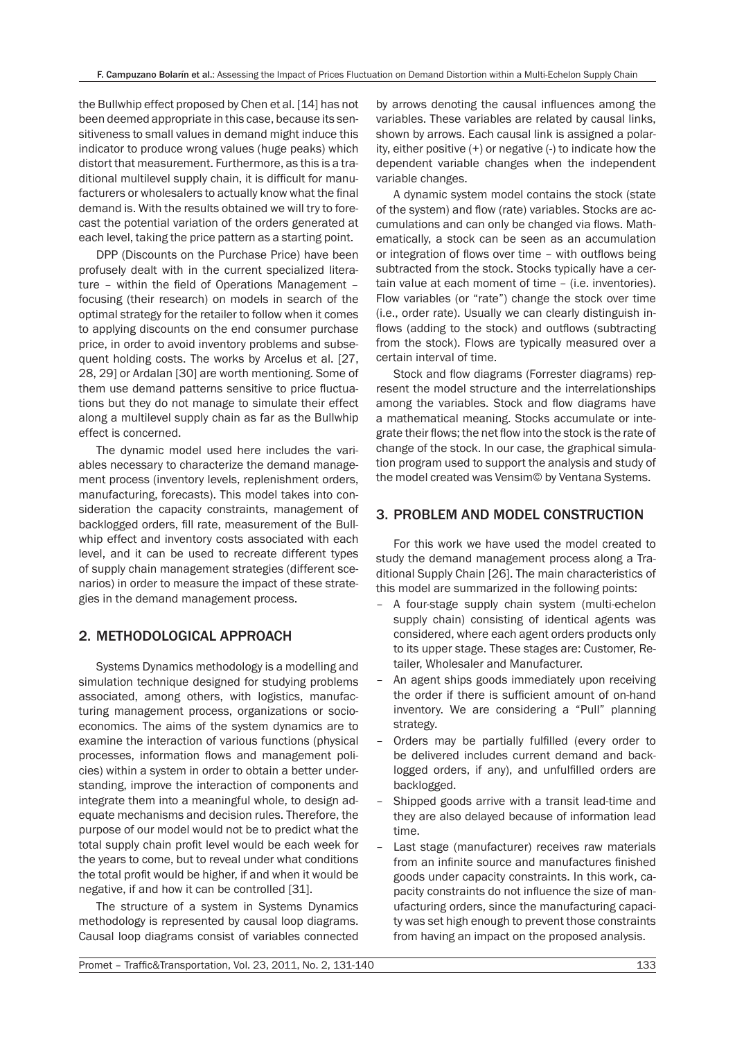the Bullwhip effect proposed by Chen et al. [14] has not been deemed appropriate in this case, because its sensitiveness to small values in demand might induce this indicator to produce wrong values (huge peaks) which distort that measurement. Furthermore, as this is a traditional multilevel supply chain, it is difficult for manufacturers or wholesalers to actually know what the final demand is. With the results obtained we will try to forecast the potential variation of the orders generated at each level, taking the price pattern as a starting point.

DPP (Discounts on the Purchase Price) have been profusely dealt with in the current specialized literature – within the field of Operations Management – focusing (their research) on models in search of the optimal strategy for the retailer to follow when it comes to applying discounts on the end consumer purchase price, in order to avoid inventory problems and subsequent holding costs. The works by Arcelus et al. [27, 28, 29] or Ardalan [30] are worth mentioning. Some of them use demand patterns sensitive to price fluctuations but they do not manage to simulate their effect along a multilevel supply chain as far as the Bullwhip effect is concerned.

The dynamic model used here includes the variables necessary to characterize the demand management process (inventory levels, replenishment orders, manufacturing, forecasts). This model takes into consideration the capacity constraints, management of backlogged orders, fill rate, measurement of the Bullwhip effect and inventory costs associated with each level, and it can be used to recreate different types of supply chain management strategies (different scenarios) in order to measure the impact of these strategies in the demand management process.

## 2. METHODOLOGICAL APPROACH

Systems Dynamics methodology is a modelling and simulation technique designed for studying problems associated, among others, with logistics, manufacturing management process, organizations or socio-economics. The aims of the system dynamics are to examine the interaction of various functions (physical processes, information flows and management policies) within a system in order to obtain a better understanding, improve the interaction of components and integrate them into a meaningful whole, to design adequate mechanisms and decision rules. Therefore, the purpose of our model would not be to predict what the total supply chain profit level would be each week for the years to come, but to reveal under what conditions the total profit would be higher, if and when it would be negative, if and how it can be controlled [31].

The structure of a system in Systems Dynamics methodology is represented by causal loop diagrams. Causal loop diagrams consist of variables connected by arrows denoting the causal influences among the variables. These variables are related by causal links, shown by arrows. Each causal link is assigned a polarity, either positive (+) or negative (-) to indicate how the dependent variable changes when the independent variable changes.

A dynamic system model contains the stock (state of the system) and flow (rate) variables. Stocks are accumulations and can only be changed via flows. Mathematically, a stock can be seen as an accumulation or integration of flows over time – with outflows being subtracted from the stock. Stocks typically have a certain value at each moment of time – (i.e. inventories). Flow variables (or "rate") change the stock over time (i.e., order rate). Usually we can clearly distinguish inflows (adding to the stock) and outflows (subtracting from the stock). Flows are typically measured over a certain interval of time.

Stock and flow diagrams (Forrester diagrams) represent the model structure and the interrelationships among the variables. Stock and flow diagrams have a mathematical meaning. Stocks accumulate or integrate their flows; the net flow into the stock is the rate of change of the stock. In our case, the graphical simulation program used to support the analysis and study of the model created was Vensim© by Ventana Systems.

## 3. PROBLEM AND MODEL CONSTRUCTION

For this work we have used the model created to study the demand management process along a Traditional Supply Chain [26]. The main characteristics of this model are summarized in the following points:

- A four-stage supply chain system (multi-echelon supply chain) consisting of identical agents was considered, where each agent orders products only to its upper stage. These stages are: Customer, Retailer, Wholesaler and Manufacturer.
- An agent ships goods immediately upon receiving the order if there is sufficient amount of on-hand inventory. We are considering a "Pull" planning strategy.
- Orders may be partially fulfilled (every order to be delivered includes current demand and backlogged orders, if any), and unfulfilled orders are backlogged.
- Shipped goods arrive with a transit lead-time and they are also delayed because of information lead time.
- Last stage (manufacturer) receives raw materials from an infinite source and manufactures finished goods under capacity constraints. In this work, capacity constraints do not influence the size of manufacturing orders, since the manufacturing capacity was set high enough to prevent those constraints from having an impact on the proposed analysis.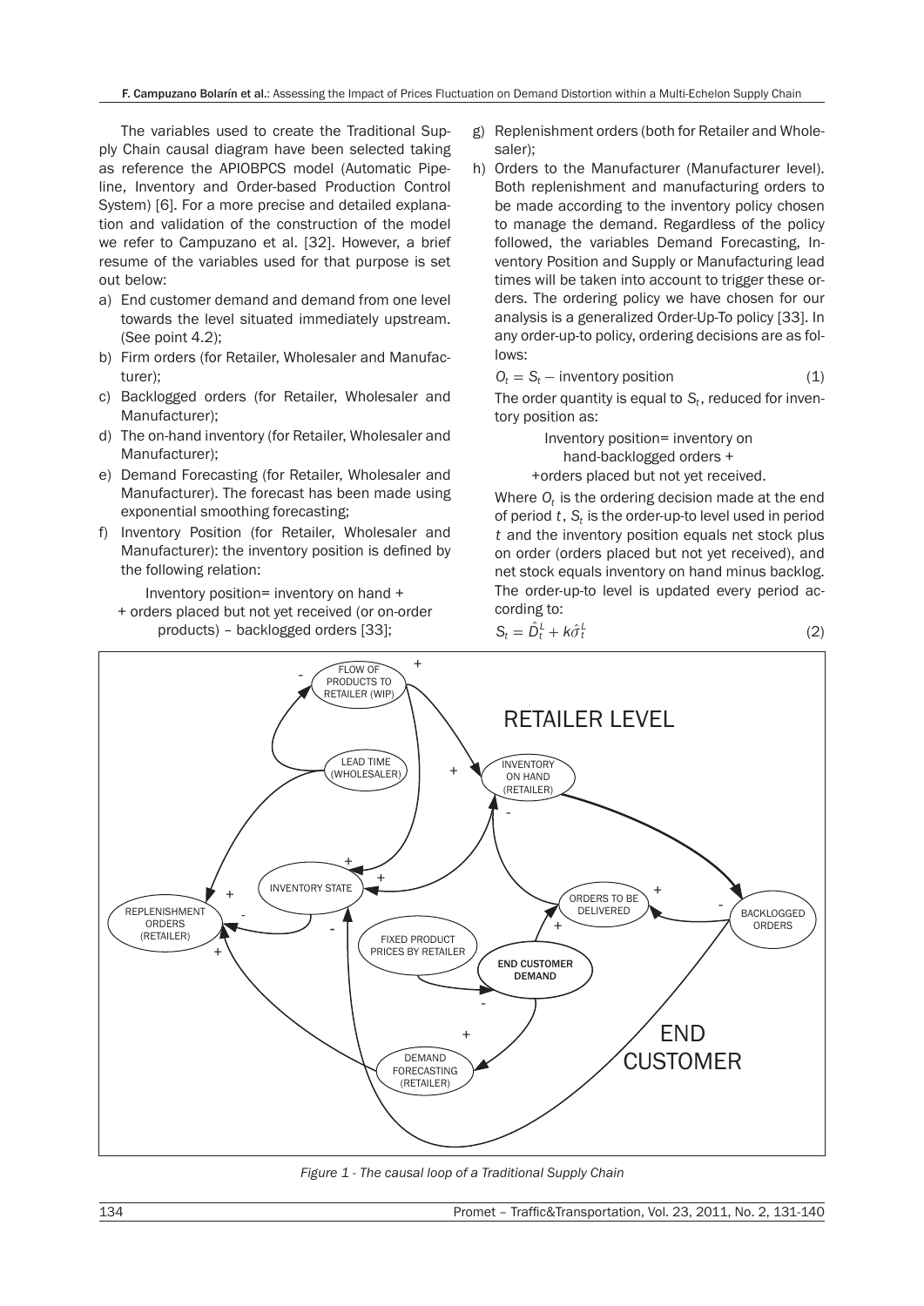The variables used to create the Traditional Supply Chain causal diagram have been selected taking as reference the APIOBPCS model (Automatic Pipeline, Inventory and Order-based Production Control System) [6]. For a more precise and detailed explanation and validation of the construction of the model we refer to Campuzano et al. [32]. However, a brief resume of the variables used for that purpose is set out below:

a) End customer demand and demand from one level towards the level situated immediately upstream. (See point 4.2);
b) Firm orders (for Retailer, Wholesaler and Manufacturer);
c) Backlogged orders (for Retailer, Wholesaler and Manufacturer);
d) The on-hand inventory (for Retailer, Wholesaler and Manufacturer);
e) Demand Forecasting (for Retailer, Wholesaler and Manufacturer). The forecast has been made using exponential smoothing forecasting;
f) Inventory Position (for Retailer, Wholesaler and Manufacturer): the inventory position is defined by the following relation:

   Inventory position= inventory on hand + + orders placed but not yet received (or on-order products) – backlogged orders [33];

g) Replenishment orders (both for Retailer and Wholesaler);
h) Orders to the Manufacturer (Manufacturer level). Both replenishment and manufacturing orders to be made according to the inventory policy chosen to manage the demand. Regardless of the policy followed, the variables Demand Forecasting, Inventory Position and Supply or Manufacturing lead times will be taken into account to trigger these orders. The ordering policy we have chosen for our analysis is a generalized Order-Up-To policy [33]. In any order-up-to policy, ordering decisions are as follows:

$$O_t = S_t - \text{inventory position} \tag{1}$$

The order quantity is equal to $S_t$, reduced for inventory position as:

Inventory position= inventory on hand-backlogged orders + +orders placed but not yet received.

Where $O_t$ is the ordering decision made at the end of period $t$, $S_t$ is the order-up-to level used in period $t$ and the inventory position equals net stock plus on order (orders placed but not yet received), and net stock equals inventory on hand minus backlog. The order-up-to level is updated every period according to:

$$S_t = \hat{D}_t^L + k\hat{\sigma}_t^L \tag{2}$$

*Figure 1 - The causal loop of a Traditional Supply Chain*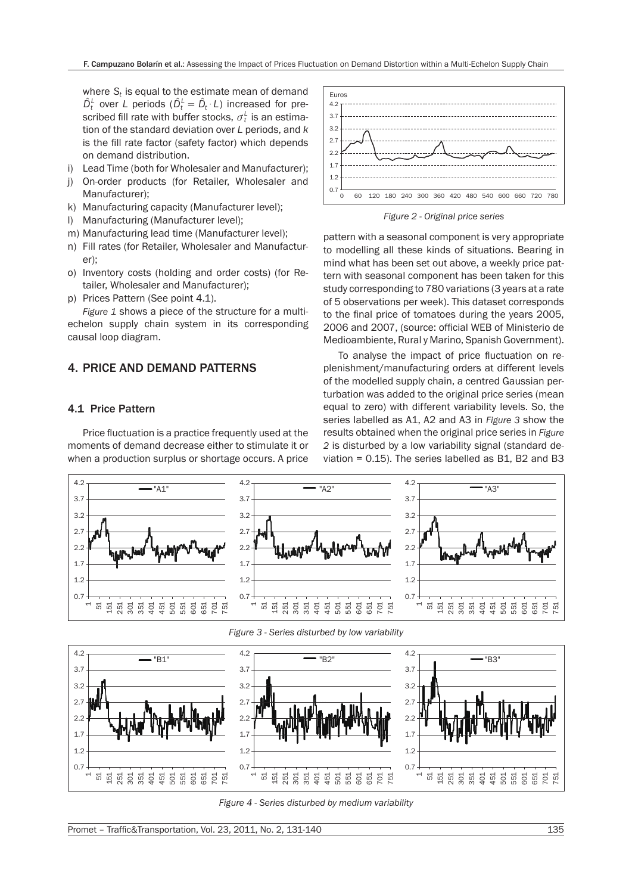where $S_t$ is equal to the estimate mean of demand $\hat{D}_t^L$ over $L$ periods ($\hat{D}_t^L = \hat{D}_t \cdot L$) increased for prescribed fill rate with buffer stocks, $\sigma_t^L$ is an estimation of the standard deviation over $L$ periods, and $k$ is the fill rate factor (safety factor) which depends on demand distribution.

i) Lead Time (both for Wholesaler and Manufacturer);
j) On-order products (for Retailer, Wholesaler and Manufacturer);
k) Manufacturing capacity (Manufacturer level);
l) Manufacturing (Manufacturer level);
m) Manufacturing lead time (Manufacturer level);
n) Fill rates (for Retailer, Wholesaler and Manufacturer);
o) Inventory costs (holding and order costs) (for Retailer, Wholesaler and Manufacturer);
p) Prices Pattern (See point 4.1).

*Figure 1* shows a piece of the structure for a multi-echelon supply chain system in its corresponding causal loop diagram.

## 4. PRICE AND DEMAND PATTERNS

### 4.1 Price Pattern

Price fluctuation is a practice frequently used at the moments of demand decrease either to stimulate it or when a production surplus or shortage occurs. A price pattern with a seasonal component is very appropriate to modelling all these kinds of situations. Bearing in mind what has been set out above, a weekly price pattern with seasonal component has been taken for this study corresponding to 780 variations (3 years at a rate of 5 observations per week). This dataset corresponds to the final price of tomatoes during the years 2005, 2006 and 2007, (source: official WEB of Ministerio de Medioambiente, Rural y Marino, Spanish Government).

*Figure 2 - Original price series*

To analyse the impact of price fluctuation on replenishment/manufacturing orders at different levels of the modelled supply chain, a centred Gaussian perturbation was added to the original price series (mean equal to zero) with different variability levels. So, the series labelled as A1, A2 and A3 in *Figure 3* show the results obtained when the original price series in *Figure 2* is disturbed by a low variability signal (standard deviation = 0.15). The series labelled as B1, B2 and B3

*Figure 3 - Series disturbed by low variability*

*Figure 4 - Series disturbed by medium variability*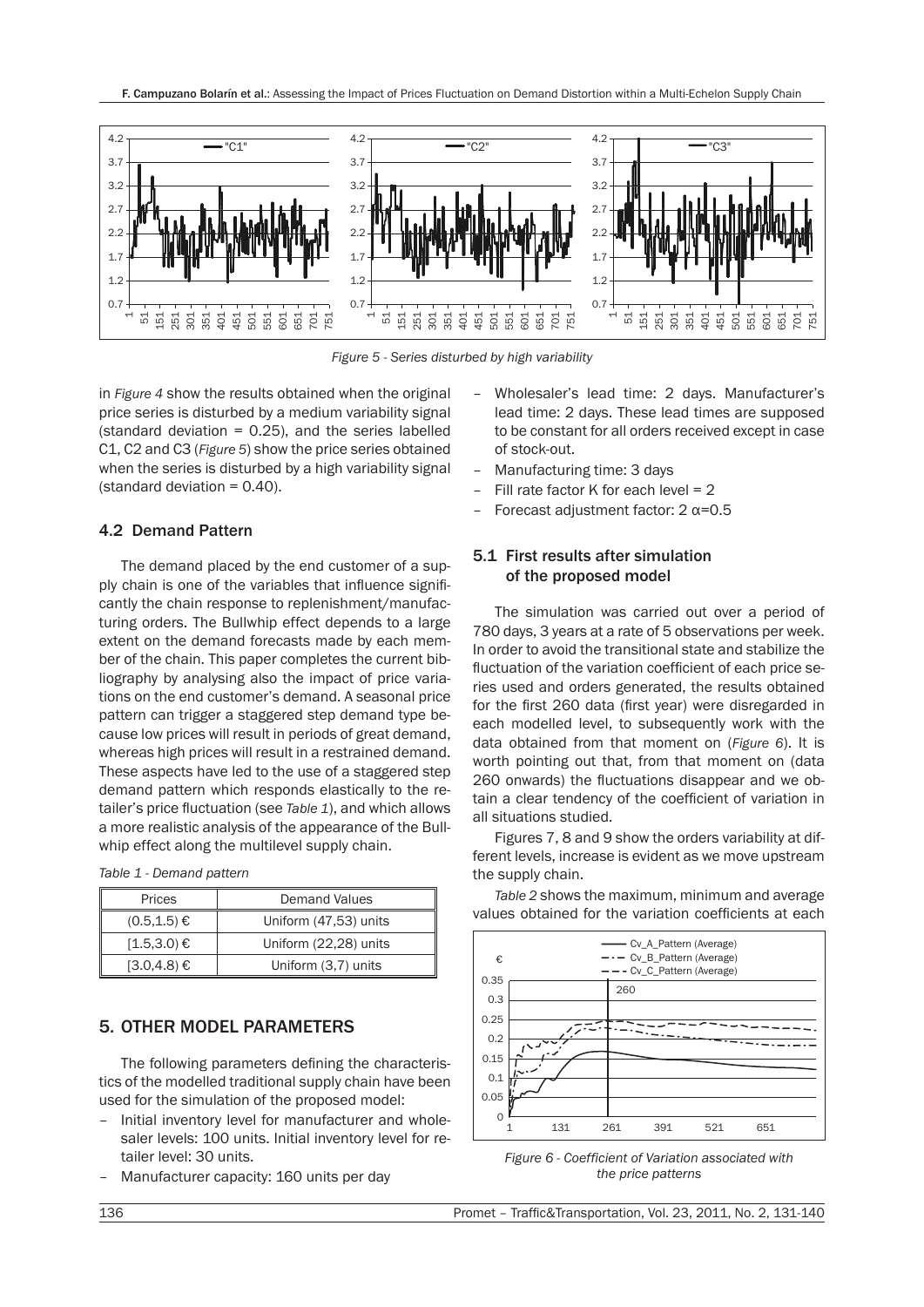*Figure 5 - Series disturbed by high variability*

in *Figure 4* show the results obtained when the original price series is disturbed by a medium variability signal (standard deviation = 0.25), and the series labelled C1, C2 and C3 (*Figure 5*) show the price series obtained when the series is disturbed by a high variability signal (standard deviation = 0.40).

### 4.2 Demand Pattern

The demand placed by the end customer of a supply chain is one of the variables that influence significantly the chain response to replenishment/manufacturing orders. The Bullwhip effect depends to a large extent on the demand forecasts made by each member of the chain. This paper completes the current bibliography by analysing also the impact of price variations on the end customer's demand. A seasonal price pattern can trigger a staggered step demand type because low prices will result in periods of great demand, whereas high prices will result in a restrained demand. These aspects have led to the use of a staggered step demand pattern which responds elastically to the retailer's price fluctuation (see *Table 1*), and which allows a more realistic analysis of the appearance of the Bullwhip effect along the multilevel supply chain.

*Table 1 - Demand pattern*

| Prices | Demand Values |
|---|---|
| (0.5,1.5) € | Uniform (47,53) units |
| [1.5,3.0) € | Uniform (22,28) units |
| [3.0,4.8) € | Uniform (3,7) units |

## 5. OTHER MODEL PARAMETERS

The following parameters defining the characteristics of the modelled traditional supply chain have been used for the simulation of the proposed model:

- Initial inventory level for manufacturer and wholesaler levels: 100 units. Initial inventory level for retailer level: 30 units.
- Manufacturer capacity: 160 units per day
- Wholesaler's lead time: 2 days. Manufacturer's lead time: 2 days. These lead times are supposed to be constant for all orders received except in case of stock-out.
- Manufacturing time: 3 days
- Fill rate factor K for each level = 2
- Forecast adjustment factor: 2 $\alpha$=0.5

### 5.1 First results after simulation of the proposed model

The simulation was carried out over a period of 780 days, 3 years at a rate of 5 observations per week. In order to avoid the transitional state and stabilize the fluctuation of the variation coefficient of each price series used and orders generated, the results obtained for the first 260 data (first year) were disregarded in each modelled level, to subsequently work with the data obtained from that moment on (*Figure 6*). It is worth pointing out that, from that moment on (data 260 onwards) the fluctuations disappear and we obtain a clear tendency of the coefficient of variation in all situations studied.

Figures 7, 8 and 9 show the orders variability at different levels, increase is evident as we move upstream the supply chain.

*Table 2* shows the maximum, minimum and average values obtained for the variation coefficients at each

*Figure 6 - Coefficient of Variation associated with the price patterns*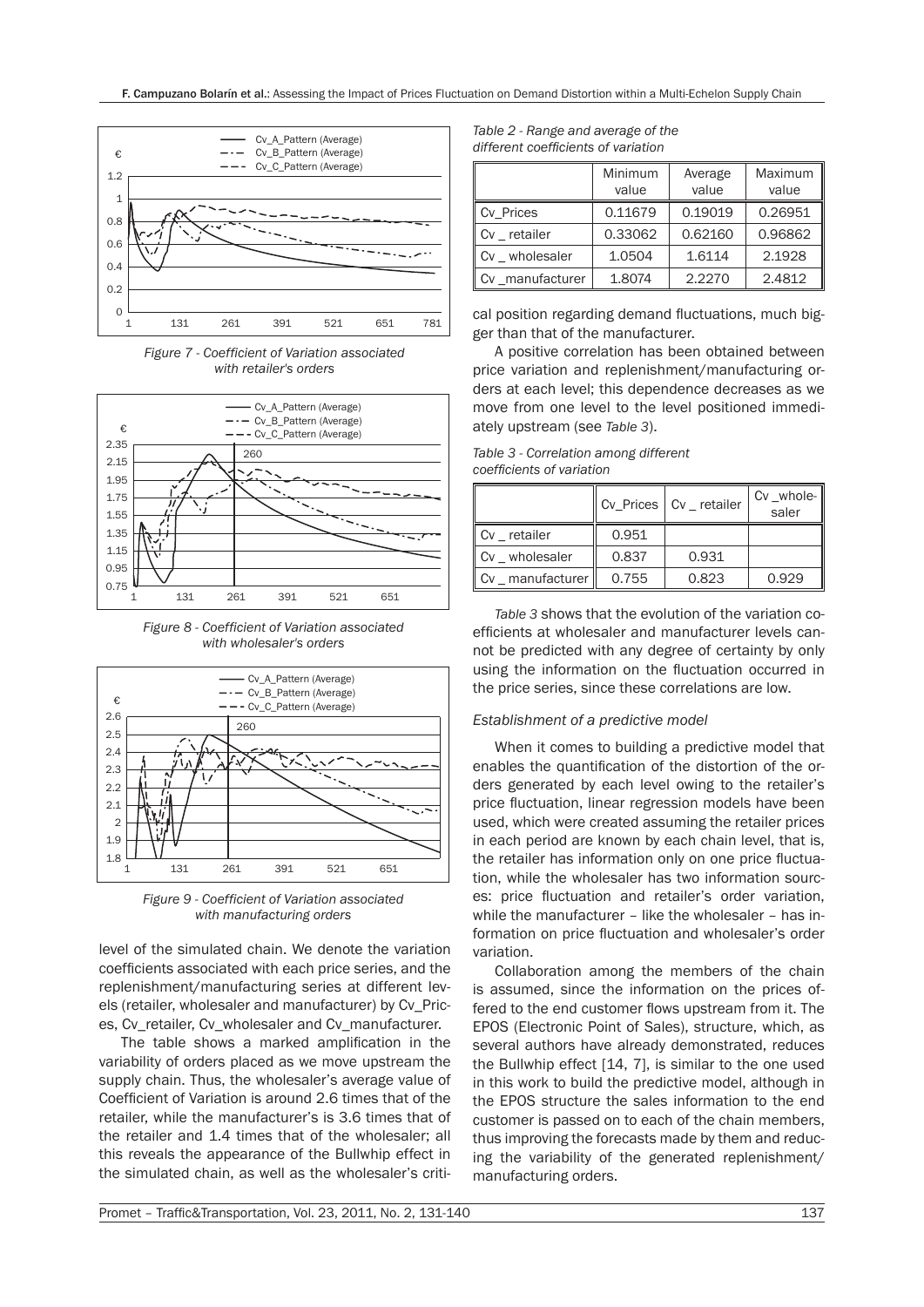*Figure 7 - Coefficient of Variation associated with retailer's orders*

*Figure 8 - Coefficient of Variation associated with wholesaler's orders*

*Figure 9 - Coefficient of Variation associated with manufacturing orders*

level of the simulated chain. We denote the variation coefficients associated with each price series, and the replenishment/manufacturing series at different levels (retailer, wholesaler and manufacturer) by Cv_Prices, Cv_retailer, Cv_wholesaler and Cv_manufacturer.

The table shows a marked amplification in the variability of orders placed as we move upstream the supply chain. Thus, the wholesaler's average value of Coefficient of Variation is around 2.6 times that of the retailer, while the manufacturer's is 3.6 times that of the retailer and 1.4 times that of the wholesaler; all this reveals the appearance of the Bullwhip effect in the simulated chain, as well as the wholesaler's critical position regarding demand fluctuations, much bigger than that of the manufacturer.

*Table 2 - Range and average of the different coefficients of variation*

| | Minimum value | Average value | Maximum value |
|---|---|---|---|
| Cv_Prices | 0.11679 | 0.19019 | 0.26951 |
| Cv _ retailer | 0.33062 | 0.62160 | 0.96862 |
| Cv _ wholesaler | 1.0504 | 1.6114 | 2.1928 |
| Cv _manufacturer | 1.8074 | 2.2270 | 2.4812 |

A positive correlation has been obtained between price variation and replenishment/manufacturing orders at each level; this dependence decreases as we move from one level to the level positioned immediately upstream (see *Table 3*).

*Table 3 - Correlation among different coefficients of variation*

| | Cv_Prices | Cv _ retailer | Cv _wholesaler |
|---|---|---|---|
| Cv _ retailer | 0.951 | | |
| Cv _ wholesaler | 0.837 | 0.931 | |
| Cv _ manufacturer | 0.755 | 0.823 | 0.929 |

*Table 3* shows that the evolution of the variation coefficients at wholesaler and manufacturer levels cannot be predicted with any degree of certainty by only using the information on the fluctuation occurred in the price series, since these correlations are low.

*Establishment of a predictive model*

When it comes to building a predictive model that enables the quantification of the distortion of the orders generated by each level owing to the retailer's price fluctuation, linear regression models have been used, which were created assuming the retailer prices in each period are known by each chain level, that is, the retailer has information only on one price fluctuation, while the wholesaler has two information sources: price fluctuation and retailer's order variation, while the manufacturer – like the wholesaler – has information on price fluctuation and wholesaler's order variation.

Collaboration among the members of the chain is assumed, since the information on the prices offered to the end customer flows upstream from it. The EPOS (Electronic Point of Sales), structure, which, as several authors have already demonstrated, reduces the Bullwhip effect [14, 7], is similar to the one used in this work to build the predictive model, although in the EPOS structure the sales information to the end customer is passed on to each of the chain members, thus improving the forecasts made by them and reducing the variability of the generated replenishment/manufacturing orders.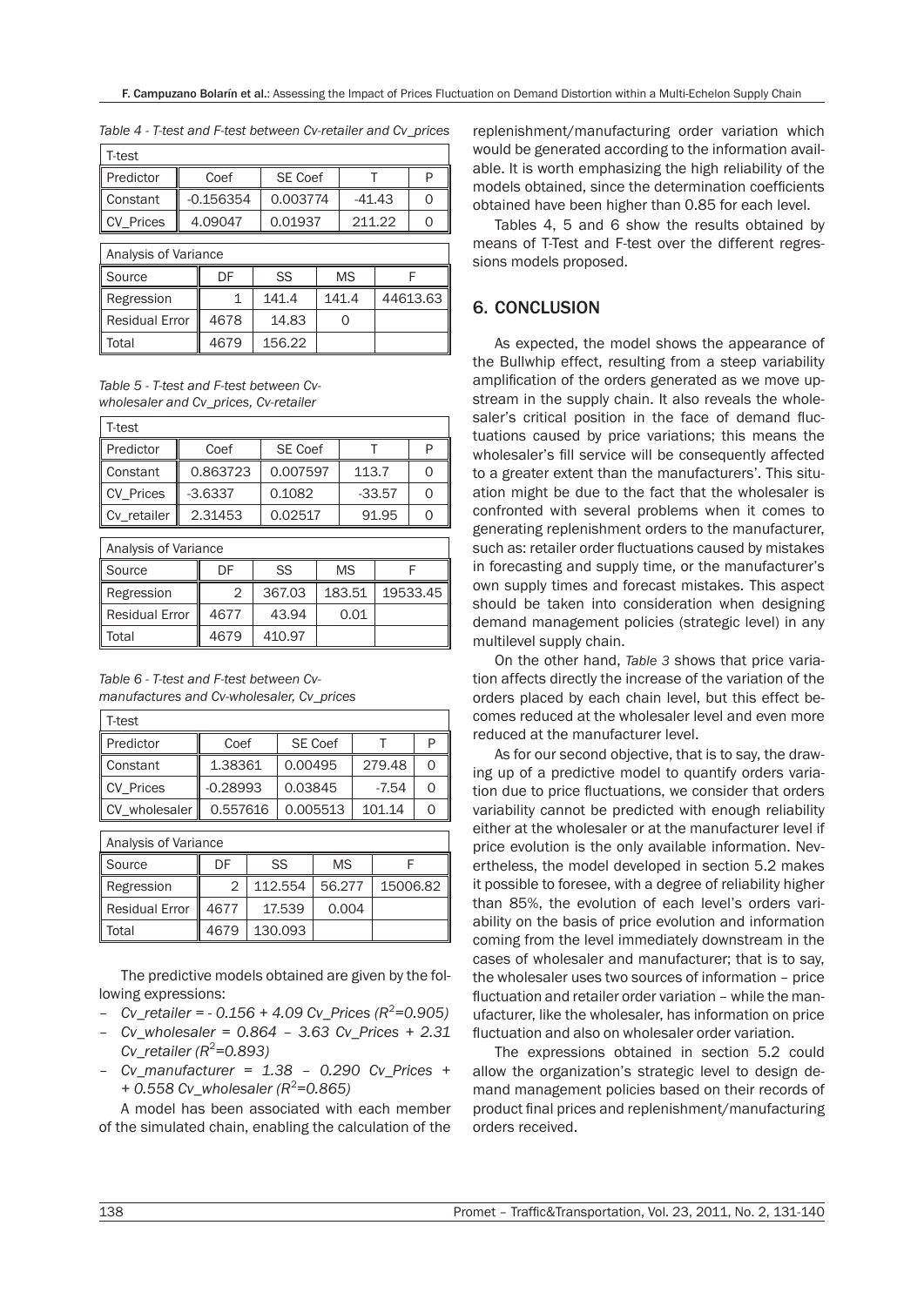*Table 4 - T-test and F-test between Cv-retailer and Cv_prices*

| T-test | | | | |
|---|---|---|---|---|
| Predictor | Coef | SE Coef | T | P |
| Constant | -0.156354 | 0.003774 | -41.43 | 0 |
| CV_Prices | 4.09047 | 0.01937 | 211.22 | 0 |

| Analysis of Variance | | | | |
|---|---|---|---|---|
| Source | DF | SS | MS | F |
| Regression | 1 | 141.4 | 141.4 | 44613.63 |
| Residual Error | 4678 | 14.83 | 0 | |
| Total | 4679 | 156.22 | | |

*Table 5 - T-test and F-test between Cv-wholesaler and Cv_prices, Cv-retailer*

| T-test | | | | |
|---|---|---|---|---|
| Predictor | Coef | SE Coef | T | P |
| Constant | 0.863723 | 0.007597 | 113.7 | 0 |
| CV_Prices | -3.6337 | 0.1082 | -33.57 | 0 |
| Cv_retailer | 2.31453 | 0.02517 | 91.95 | 0 |

| Analysis of Variance | | | | |
|---|---|---|---|---|
| Source | DF | SS | MS | F |
| Regression | 2 | 367.03 | 183.51 | 19533.45 |
| Residual Error | 4677 | 43.94 | 0.01 | |
| Total | 4679 | 410.97 | | |

*Table 6 - T-test and F-test between Cv-manufactures and Cv-wholesaler, Cv_prices*

| T-test | | | | |
|---|---|---|---|---|
| Predictor | Coef | SE Coef | T | P |
| Constant | 1.38361 | 0.00495 | 279.48 | 0 |
| CV_Prices | -0.28993 | 0.03845 | -7.54 | 0 |
| CV_wholesaler | 0.557616 | 0.005513 | 101.14 | 0 |

| Analysis of Variance | | | | |
|---|---|---|---|---|
| Source | DF | SS | MS | F |
| Regression | 2 | 112.554 | 56.277 | 15006.82 |
| Residual Error | 4677 | 17.539 | 0.004 | |
| Total | 4679 | 130.093 | | |

The predictive models obtained are given by the following expressions:

- *Cv_retailer = - 0.156 + 4.09 Cv_Prices* ($R^2$*=0.905)*
- *Cv_wholesaler = 0.864 – 3.63 Cv_Prices + 2.31 Cv_retailer* ($R^2$*=0.893)*
- *Cv_manufacturer = 1.38 – 0.290 Cv_Prices + + 0.558 Cv_wholesaler* ($R^2$*=0.865)*

A model has been associated with each member of the simulated chain, enabling the calculation of the replenishment/manufacturing order variation which would be generated according to the information available. It is worth emphasizing the high reliability of the models obtained, since the determination coefficients obtained have been higher than 0.85 for each level.

Tables 4, 5 and 6 show the results obtained by means of T-Test and F-test over the different regressions models proposed.

## 6. CONCLUSION

As expected, the model shows the appearance of the Bullwhip effect, resulting from a steep variability amplification of the orders generated as we move upstream in the supply chain. It also reveals the wholesaler's critical position in the face of demand fluctuations caused by price variations; this means the wholesaler's fill service will be consequently affected to a greater extent than the manufacturers'. This situation might be due to the fact that the wholesaler is confronted with several problems when it comes to generating replenishment orders to the manufacturer, such as: retailer order fluctuations caused by mistakes in forecasting and supply time, or the manufacturer's own supply times and forecast mistakes. This aspect should be taken into consideration when designing demand management policies (strategic level) in any multilevel supply chain.

On the other hand, *Table 3* shows that price variation affects directly the increase of the variation of the orders placed by each chain level, but this effect becomes reduced at the wholesaler level and even more reduced at the manufacturer level.

As for our second objective, that is to say, the drawing up of a predictive model to quantify orders variation due to price fluctuations, we consider that orders variability cannot be predicted with enough reliability either at the wholesaler or at the manufacturer level if price evolution is the only available information. Nevertheless, the model developed in section 5.2 makes it possible to foresee, with a degree of reliability higher than 85%, the evolution of each level's orders variability on the basis of price evolution and information coming from the level immediately downstream in the cases of wholesaler and manufacturer; that is to say, the wholesaler uses two sources of information – price fluctuation and retailer order variation – while the manufacturer, like the wholesaler, has information on price fluctuation and also on wholesaler order variation.

The expressions obtained in section 5.2 could allow the organization's strategic level to design demand management policies based on their records of product final prices and replenishment/manufacturing orders received.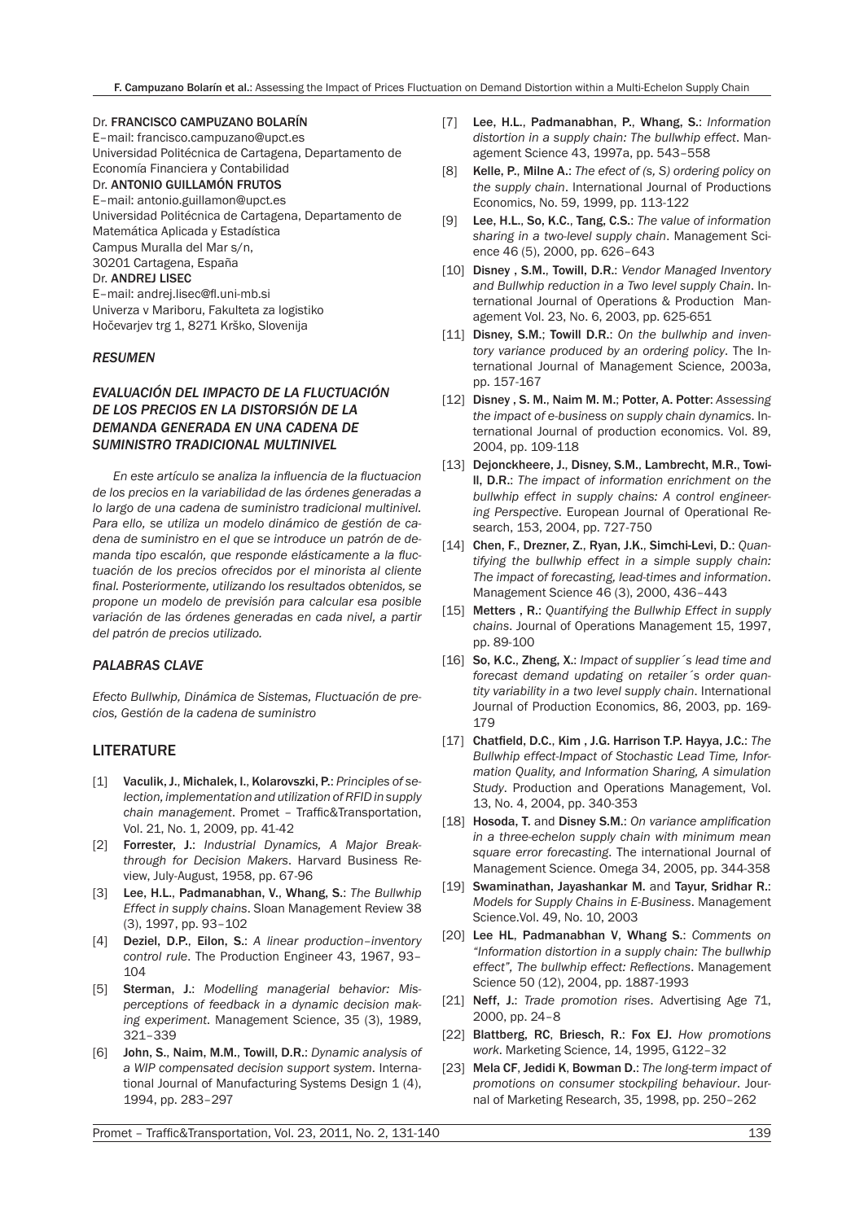Dr. **FRANCISCO CAMPUZANO BOLARÍN**
E–mail: francisco.campuzano@upct.es
Universidad Politécnica de Cartagena, Departamento de Economía Financiera y Contabilidad
Dr. **ANTONIO GUILLAMÓN FRUTOS**
E–mail: antonio.guillamon@upct.es
Universidad Politécnica de Cartagena, Departamento de Matemática Aplicada y Estadística
Campus Muralla del Mar s/n,
30201 Cartagena, España
Dr. **ANDREJ LISEC**
E–mail: andrej.lisec@fl.uni-mb.si
Univerza v Mariboru, Fakulteta za logistiko
Hočevarjev trg 1, 8271 Krško, Slovenija

### *RESUMEN*

### *EVALUACIÓN DEL IMPACTO DE LA FLUCTUACIÓN DE LOS PRECIOS EN LA DISTORSIÓN DE LA DEMANDA GENERADA EN UNA CADENA DE SUMINISTRO TRADICIONAL MULTINIVEL*

*En este artículo se analiza la influencia de la fluctuacion de los precios en la variabilidad de las órdenes generadas a lo largo de una cadena de suministro tradicional multinivel. Para ello, se utiliza un modelo dinámico de gestión de cadena de suministro en el que se introduce un patrón de demanda tipo escalón, que responde elásticamente a la fluctuación de los precios ofrecidos por el minorista al cliente final. Posteriormente, utilizando los resultados obtenidos, se propone un modelo de previsión para calcular esa posible variación de las órdenes generadas en cada nivel, a partir del patrón de precios utilizado.*

### *PALABRAS CLAVE*

*Efecto Bullwhip, Dinámica de Sistemas, Fluctuación de precios, Gestión de la cadena de suministro*

## LITERATURE

[1] **Vaculik, J., Michalek, I., Kolarovszki, P.**: *Principles of selection, implementation and utilization of RFID in supply chain management*. Promet – Traffic&Transportation, Vol. 21, No. 1, 2009, pp. 41-42

[2] **Forrester, J.**: *Industrial Dynamics, A Major Breakthrough for Decision Makers*. Harvard Business Review, July-August, 1958, pp. 67-96

[3] **Lee, H.L., Padmanabhan, V., Whang, S.**: *The Bullwhip Effect in supply chains*. Sloan Management Review 38 (3), 1997, pp. 93–102

[4] **Deziel, D.P., Eilon, S.**: *A linear production–inventory control rule*. The Production Engineer 43, 1967, 93–104

[5] **Sterman, J.**: *Modelling managerial behavior: Misperceptions of feedback in a dynamic decision making experiment*. Management Science, 35 (3), 1989, 321–339

[6] **John, S., Naim, M.M., Towill, D.R.**: *Dynamic analysis of a WIP compensated decision support system*. International Journal of Manufacturing Systems Design 1 (4), 1994, pp. 283–297

[7] **Lee, H.L., Padmanabhan, P., Whang, S.**: *Information distortion in a supply chain: The bullwhip effect*. Management Science 43, 1997a, pp. 543–558

[8] **Kelle, P., Milne A.**: *The efect of (s, S) ordering policy on the supply chain*. International Journal of Productions Economics, No. 59, 1999, pp. 113-122

[9] **Lee, H.L., So, K.C., Tang, C.S.**: *The value of information sharing in a two-level supply chain*. Management Science 46 (5), 2000, pp. 626–643

[10] **Disney , S.M., Towill, D.R.**: *Vendor Managed Inventory and Bullwhip reduction in a Two level supply Chain*. International Journal of Operations & Production Management Vol. 23, No. 6, 2003, pp. 625-651

[11] **Disney, S.M.; Towill D.R.**: *On the bullwhip and inventory variance produced by an ordering policy*. The International Journal of Management Science, 2003a, pp. 157-167

[12] **Disney , S. M., Naim M. M.; Potter, A. Potter**: *Assessing the impact of e-business on supply chain dynamics*. International Journal of production economics. Vol. 89, 2004, pp. 109-118

[13] **Dejonckheere, J., Disney, S.M., Lambrecht, M.R., Towill, D.R.**: *The impact of information enrichment on the bullwhip effect in supply chains: A control engineering Perspective*. European Journal of Operational Research, 153, 2004, pp. 727-750

[14] **Chen, F., Drezner, Z., Ryan, J.K., Simchi-Levi, D.**: *Quantifying the bullwhip effect in a simple supply chain: The impact of forecasting, lead-times and information*. Management Science 46 (3), 2000, 436–443

[15] **Metters , R.**: *Quantifying the Bullwhip Effect in supply chains*. Journal of Operations Management 15, 1997, pp. 89-100

[16] **So, K.C., Zheng, X.**: *Impact of supplier´s lead time and forecast demand updating on retailer´s order quantity variability in a two level supply chain*. International Journal of Production Economics, 86, 2003, pp. 169-179

[17] **Chatfield, D.C., Kim , J.G. Harrison T.P. Hayya, J.C.**: *The Bullwhip effect-Impact of Stochastic Lead Time, Information Quality, and Information Sharing, A simulation Study*. Production and Operations Management, Vol. 13, No. 4, 2004, pp. 340-353

[18] **Hosoda, T.** and **Disney S.M.**: *On variance amplification in a three-echelon supply chain with minimum mean square error forecasting*. The international Journal of Management Science. Omega 34, 2005, pp. 344-358

[19] **Swaminathan, Jayashankar M.** and **Tayur, Sridhar R.**: *Models for Supply Chains in E-Business*. Management Science.Vol. 49, No. 10, 2003

[20] **Lee HL, Padmanabhan V, Whang S.**: *Comments on "Information distortion in a supply chain: The bullwhip effect", The bullwhip effect: Reflections*. Management Science 50 (12), 2004, pp. 1887-1993

[21] **Neff, J.**: *Trade promotion rises*. Advertising Age 71, 2000, pp. 24–8

[22] **Blattberg, RC, Briesch, R.: Fox EJ.** *How promotions work*. Marketing Science, 14, 1995, G122–32

[23] **Mela CF, Jedidi K, Bowman D.**: *The long-term impact of promotions on consumer stockpiling behaviour*. Journal of Marketing Research, 35, 1998, pp. 250–262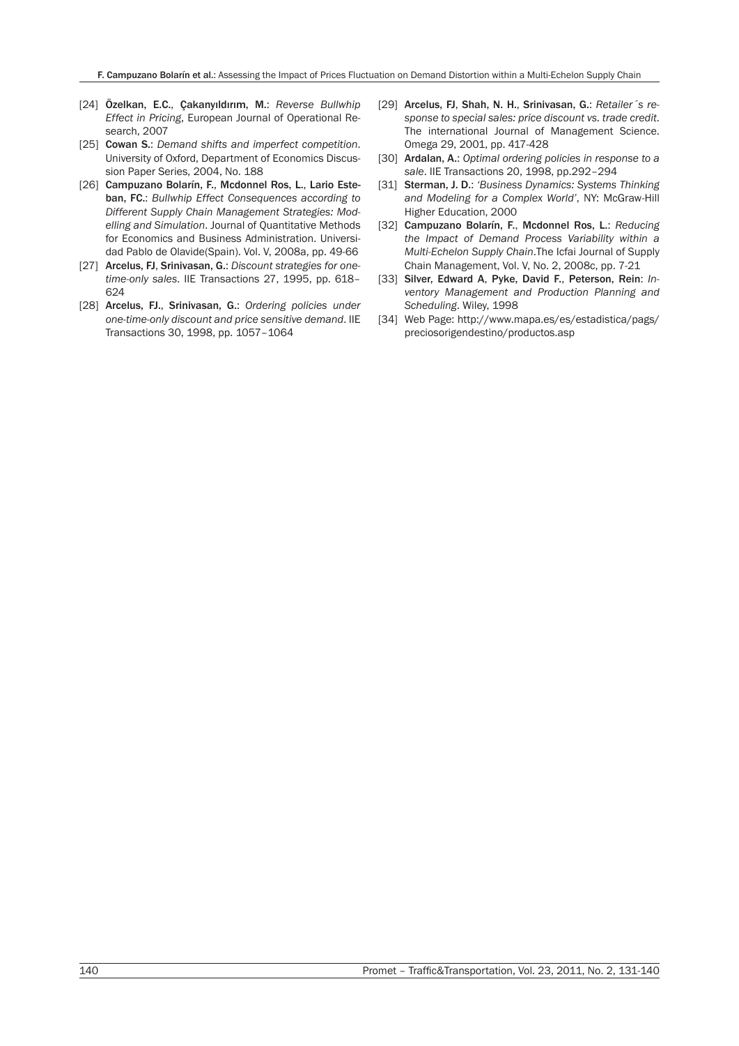[24] **Özelkan, E.C.**, **Çakanyıldırım, M.**: *Reverse Bullwhip Effect in Pricing*, European Journal of Operational Research, 2007

[25] **Cowan S.**: *Demand shifts and imperfect competition*. University of Oxford, Department of Economics Discussion Paper Series, 2004, No. 188

[26] **Campuzano Bolarín, F.**, **Mcdonnel Ros, L.**, **Lario Esteban, FC.**: *Bullwhip Effect Consequences according to Different Supply Chain Management Strategies: Modelling and Simulation*. Journal of Quantitative Methods for Economics and Business Administration. Universidad Pablo de Olavide(Spain). Vol. V, 2008a, pp. 49-66

[27] **Arcelus, FJ**, **Srinivasan, G.**: *Discount strategies for one-time-only sales*. IIE Transactions 27, 1995, pp. 618–624

[28] **Arcelus, FJ.**, **Srinivasan, G.**: *Ordering policies under one-time-only discount and price sensitive demand*. IIE Transactions 30, 1998, pp. 1057–1064

[29] **Arcelus, FJ**, **Shah, N. H.**, **Srinivasan, G.**: *Retailer´s response to special sales: price discount vs. trade credit*. The international Journal of Management Science. Omega 29, 2001, pp. 417-428

[30] **Ardalan, A.**: *Optimal ordering policies in response to a sale*. IIE Transactions 20, 1998, pp.292–294

[31] **Sterman, J. D.**: *'Business Dynamics: Systems Thinking and Modeling for a Complex World'*, NY: McGraw-Hill Higher Education, 2000

[32] **Campuzano Bolarín, F.**, **Mcdonnel Ros, L.**: *Reducing the Impact of Demand Process Variability within a Multi-Echelon Supply Chain*.The Icfai Journal of Supply Chain Management, Vol. V, No. 2, 2008c, pp. 7-21

[33] **Silver, Edward A**, **Pyke, David F.**, **Peterson, Rein**: *Inventory Management and Production Planning and Scheduling*. Wiley, 1998

[34] Web Page: http://www.mapa.es/es/estadistica/pags/preciosorigendestino/productos.asp